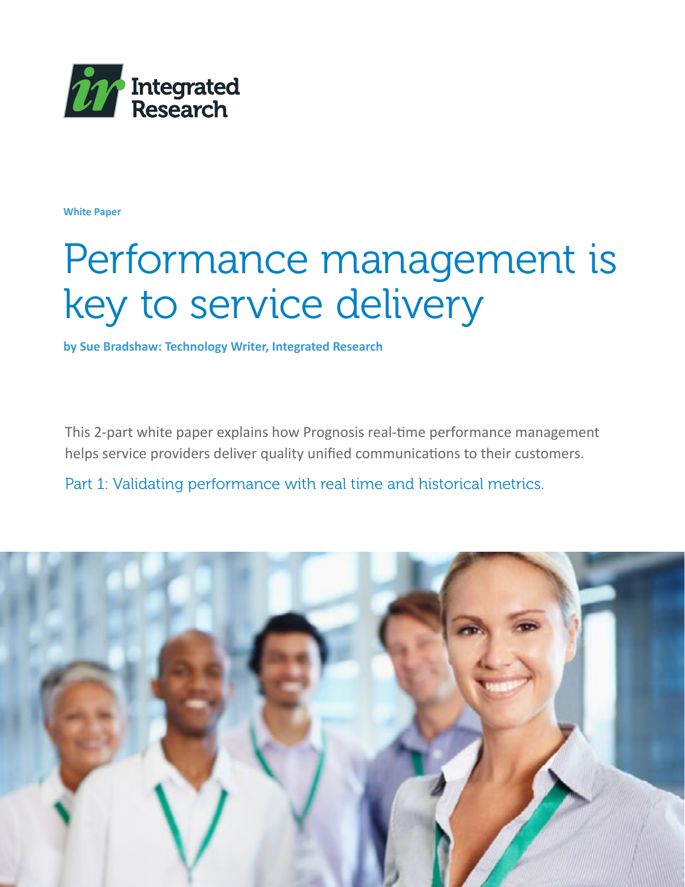Integrated Research

**White Paper**

# Performance management is key to service delivery

**by Sue Bradshaw: Technology Writer, Integrated Research**

This 2-part white paper explains how Prognosis real-time performance management helps service providers deliver quality unified communications to their customers.

## Part 1: Validating performance with real time and historical metrics.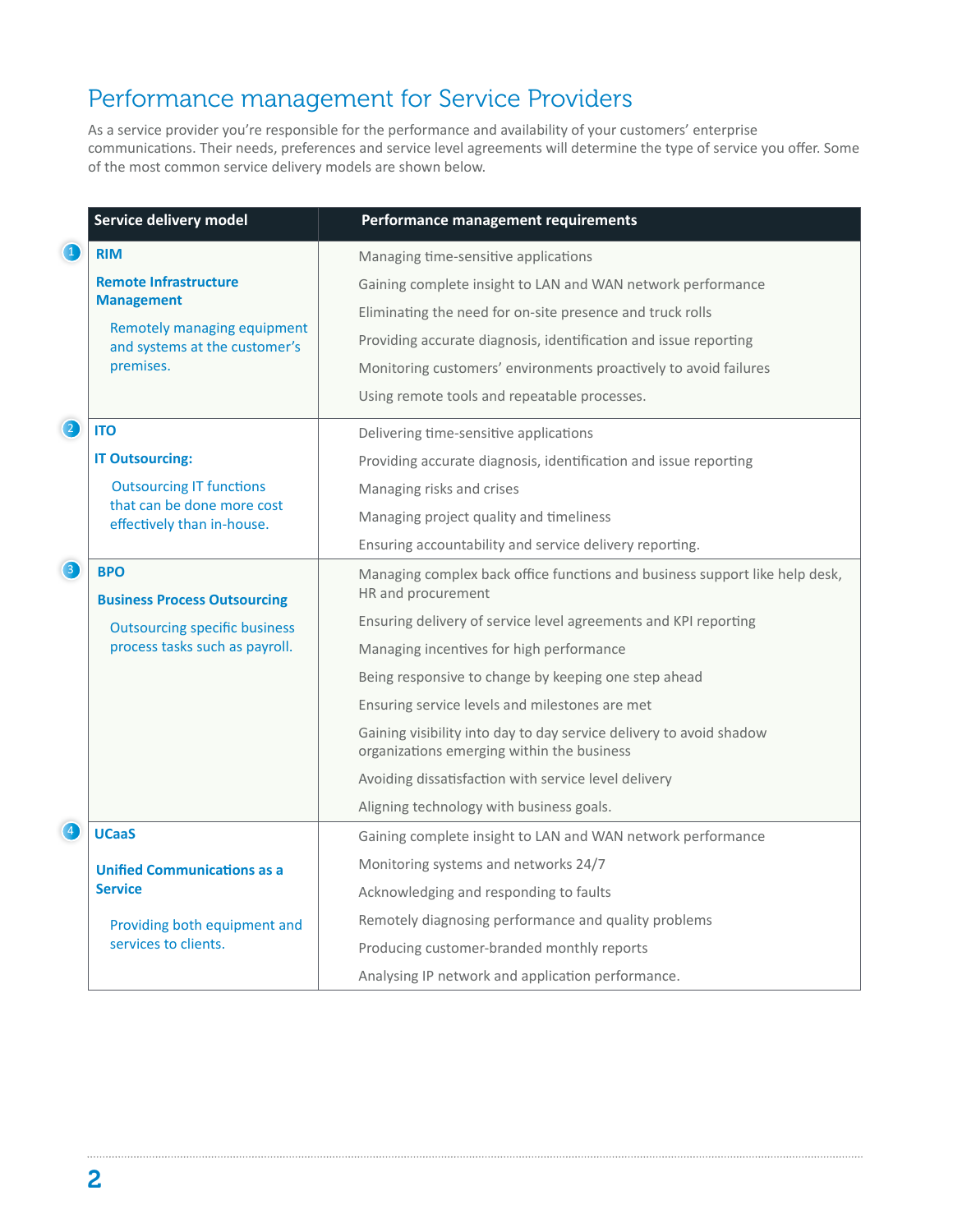# Performance management for Service Providers

As a service provider you're responsible for the performance and availability of your customers' enterprise communications. Their needs, preferences and service level agreements will determine the type of service you offer. Some of the most common service delivery models are shown below.

| Service delivery model | Performance management requirements |
|---|---|
| 1 **RIM**<br>**Remote Infrastructure Management**<br>Remotely managing equipment and systems at the customer's premises. | Managing time-sensitive applications<br>Gaining complete insight to LAN and WAN network performance<br>Eliminating the need for on-site presence and truck rolls<br>Providing accurate diagnosis, identification and issue reporting<br>Monitoring customers' environments proactively to avoid failures<br>Using remote tools and repeatable processes. |
| 2 **ITO**<br>**IT Outsourcing:**<br>Outsourcing IT functions that can be done more cost effectively than in-house. | Delivering time-sensitive applications<br>Providing accurate diagnosis, identification and issue reporting<br>Managing risks and crises<br>Managing project quality and timeliness<br>Ensuring accountability and service delivery reporting. |
| 3 **BPO**<br>**Business Process Outsourcing**<br>Outsourcing specific business process tasks such as payroll. | Managing complex back office functions and business support like help desk, HR and procurement<br>Ensuring delivery of service level agreements and KPI reporting<br>Managing incentives for high performance<br>Being responsive to change by keeping one step ahead<br>Ensuring service levels and milestones are met<br>Gaining visibility into day to day service delivery to avoid shadow organizations emerging within the business<br>Avoiding dissatisfaction with service level delivery<br>Aligning technology with business goals. |
| 4 **UCaaS**<br>**Unified Communications as a Service**<br>Providing both equipment and services to clients. | Gaining complete insight to LAN and WAN network performance<br>Monitoring systems and networks 24/7<br>Acknowledging and responding to faults<br>Remotely diagnosing performance and quality problems<br>Producing customer-branded monthly reports<br>Analysing IP network and application performance. |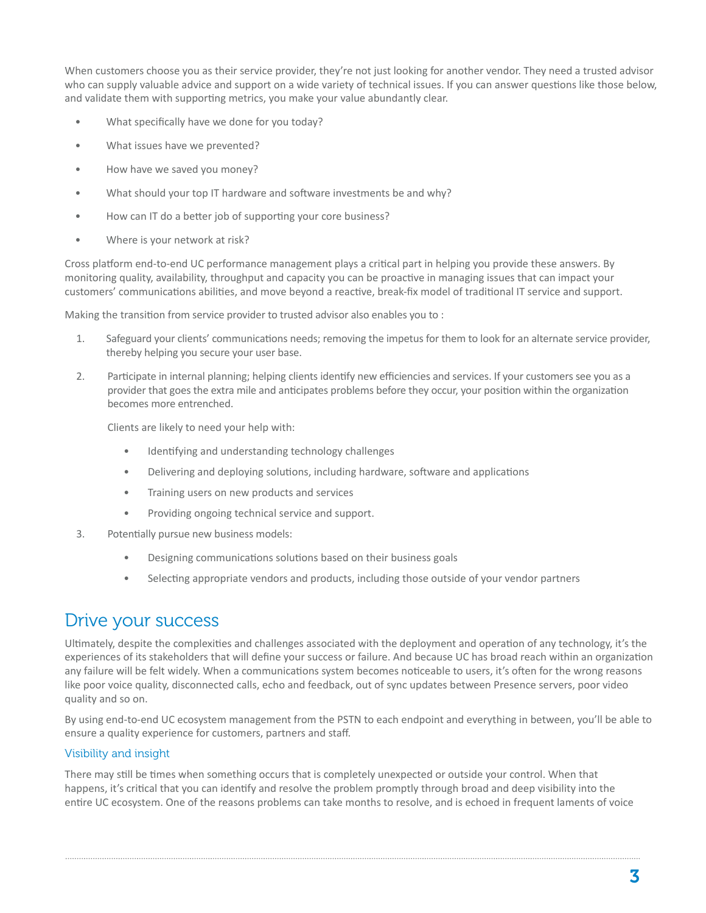When customers choose you as their service provider, they're not just looking for another vendor. They need a trusted advisor who can supply valuable advice and support on a wide variety of technical issues. If you can answer questions like those below, and validate them with supporting metrics, you make your value abundantly clear.

- What specifically have we done for you today?
- What issues have we prevented?
- How have we saved you money?
- What should your top IT hardware and software investments be and why?
- How can IT do a better job of supporting your core business?
- Where is your network at risk?

Cross platform end-to-end UC performance management plays a critical part in helping you provide these answers. By monitoring quality, availability, throughput and capacity you can be proactive in managing issues that can impact your customers' communications abilities, and move beyond a reactive, break-fix model of traditional IT service and support.

Making the transition from service provider to trusted advisor also enables you to :

1. Safeguard your clients' communications needs; removing the impetus for them to look for an alternate service provider, thereby helping you secure your user base.
2. Participate in internal planning; helping clients identify new efficiencies and services. If your customers see you as a provider that goes the extra mile and anticipates problems before they occur, your position within the organization becomes more entrenched.

   Clients are likely to need your help with:

   - Identifying and understanding technology challenges
   - Delivering and deploying solutions, including hardware, software and applications
   - Training users on new products and services
   - Providing ongoing technical service and support.
3. Potentially pursue new business models:
   - Designing communications solutions based on their business goals
   - Selecting appropriate vendors and products, including those outside of your vendor partners

## Drive your success

Ultimately, despite the complexities and challenges associated with the deployment and operation of any technology, it's the experiences of its stakeholders that will define your success or failure. And because UC has broad reach within an organization any failure will be felt widely. When a communications system becomes noticeable to users, it's often for the wrong reasons like poor voice quality, disconnected calls, echo and feedback, out of sync updates between Presence servers, poor video quality and so on.

By using end-to-end UC ecosystem management from the PSTN to each endpoint and everything in between, you'll be able to ensure a quality experience for customers, partners and staff.

### Visibility and insight

There may still be times when something occurs that is completely unexpected or outside your control. When that happens, it's critical that you can identify and resolve the problem promptly through broad and deep visibility into the entire UC ecosystem. One of the reasons problems can take months to resolve, and is echoed in frequent laments of voice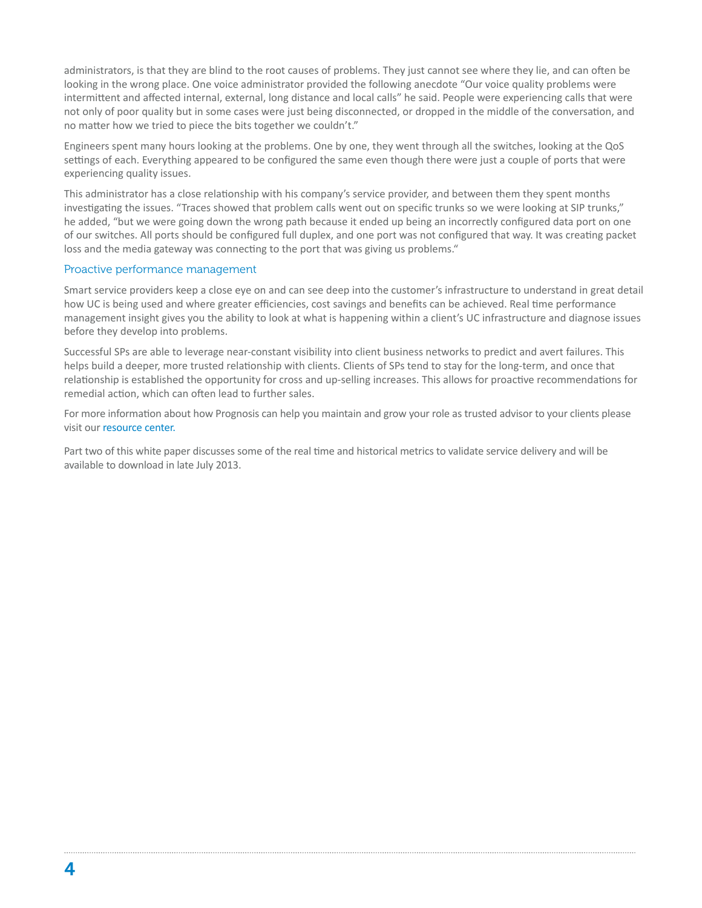administrators, is that they are blind to the root causes of problems. They just cannot see where they lie, and can often be looking in the wrong place. One voice administrator provided the following anecdote "Our voice quality problems were intermittent and affected internal, external, long distance and local calls" he said. People were experiencing calls that were not only of poor quality but in some cases were just being disconnected, or dropped in the middle of the conversation, and no matter how we tried to piece the bits together we couldn't."

Engineers spent many hours looking at the problems. One by one, they went through all the switches, looking at the QoS settings of each. Everything appeared to be configured the same even though there were just a couple of ports that were experiencing quality issues.

This administrator has a close relationship with his company's service provider, and between them they spent months investigating the issues. "Traces showed that problem calls went out on specific trunks so we were looking at SIP trunks," he added, "but we were going down the wrong path because it ended up being an incorrectly configured data port on one of our switches. All ports should be configured full duplex, and one port was not configured that way. It was creating packet loss and the media gateway was connecting to the port that was giving us problems."

## Proactive performance management

Smart service providers keep a close eye on and can see deep into the customer's infrastructure to understand in great detail how UC is being used and where greater efficiencies, cost savings and benefits can be achieved. Real time performance management insight gives you the ability to look at what is happening within a client's UC infrastructure and diagnose issues before they develop into problems.

Successful SPs are able to leverage near-constant visibility into client business networks to predict and avert failures. This helps build a deeper, more trusted relationship with clients. Clients of SPs tend to stay for the long-term, and once that relationship is established the opportunity for cross and up-selling increases. This allows for proactive recommendations for remedial action, which can often lead to further sales.

For more information about how Prognosis can help you maintain and grow your role as trusted advisor to your clients please visit our resource center.

Part two of this white paper discusses some of the real time and historical metrics to validate service delivery and will be available to download in late July 2013.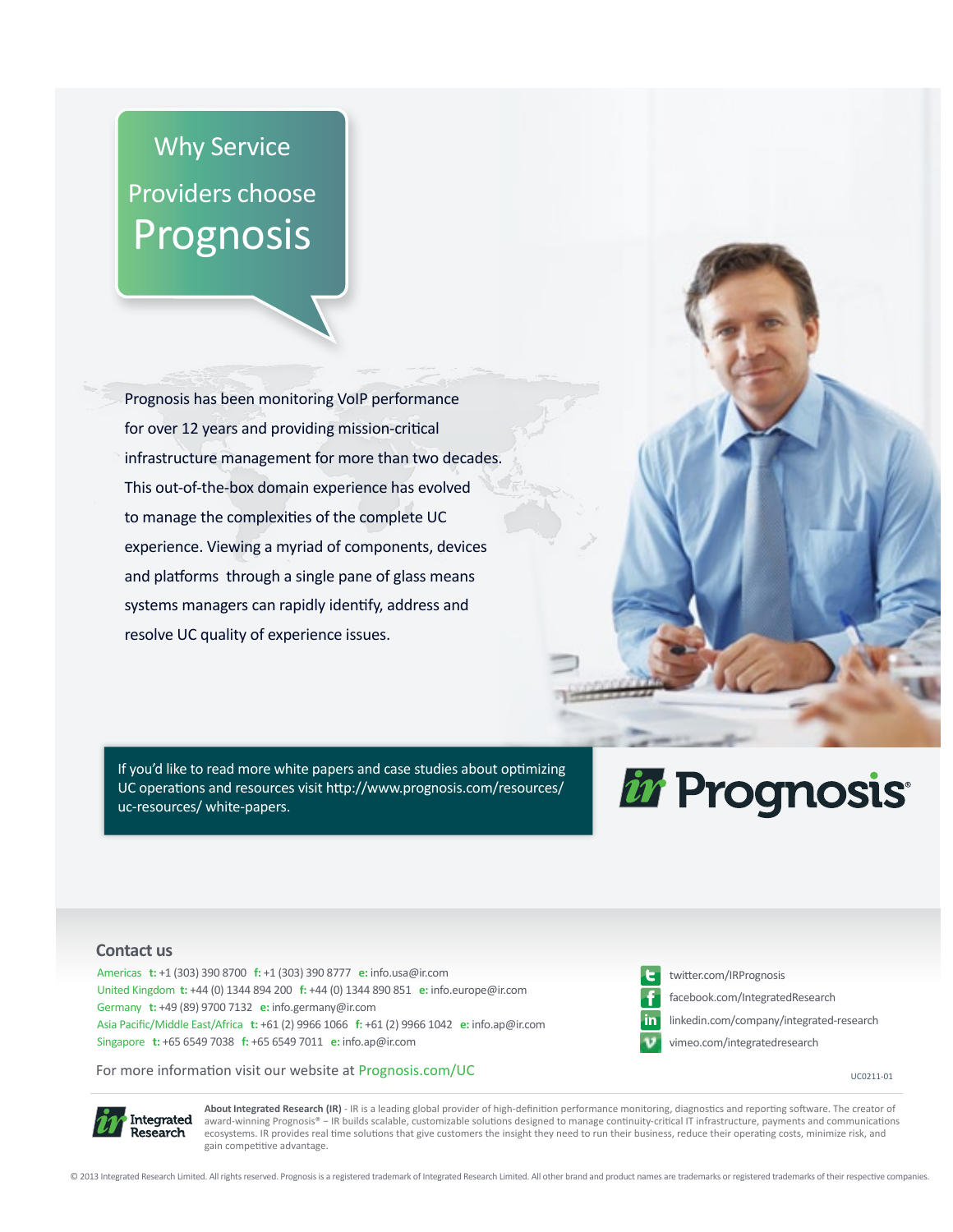# Why Service Providers choose Prognosis

Prognosis has been monitoring VoIP performance for over 12 years and providing mission-critical infrastructure management for more than two decades. This out-of-the-box domain experience has evolved to manage the complexities of the complete UC experience. Viewing a myriad of components, devices and platforms through a single pane of glass means systems managers can rapidly identify, address and resolve UC quality of experience issues.

If you'd like to read more white papers and case studies about optimizing UC operations and resources visit http://www.prognosis.com/resources/uc-resources/ white-papers.

ir Prognosis®

## Contact us

Americas **t:** +1 (303) 390 8700 **f:** +1 (303) 390 8777 **e:** info.usa@ir.com
United Kingdom **t:** +44 (0) 1344 894 200 **f:** +44 (0) 1344 890 851 **e:** info.europe@ir.com
Germany **t:** +49 (89) 9700 7132 **e:** info.germany@ir.com
Asia Pacific/Middle East/Africa **t:** +61 (2) 9966 1066 **f:** +61 (2) 9966 1042 **e:** info.ap@ir.com
Singapore **t:** +65 6549 7038 **f:** +65 6549 7011 **e:** info.ap@ir.com

twitter.com/IRPrognosis
facebook.com/IntegratedResearch
linkedin.com/company/integrated-research
vimeo.com/integratedresearch

For more information visit our website at Prognosis.com/UC

UC0211-01

ir Integrated Research

**About Integrated Research (IR)** - IR is a leading global provider of high-definition performance monitoring, diagnostics and reporting software. The creator of award-winning Prognosis® – IR builds scalable, customizable solutions designed to manage continuity-critical IT infrastructure, payments and communications ecosystems. IR provides real time solutions that give customers the insight they need to run their business, reduce their operating costs, minimize risk, and gain competitive advantage.

© 2013 Integrated Research Limited. All rights reserved. Prognosis is a registered trademark of Integrated Research Limited. All other brand and product names are trademarks or registered trademarks of their respective companies.